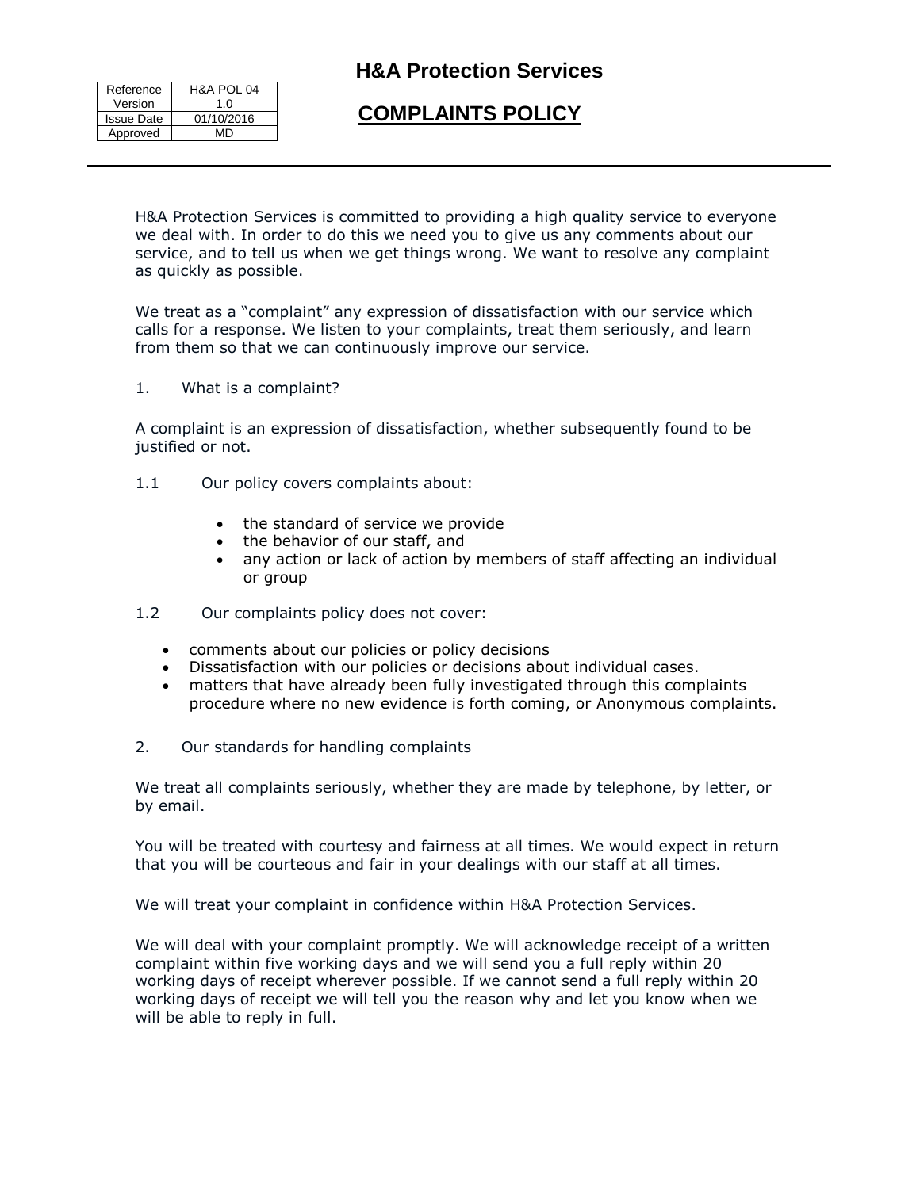| Reference | H&A POL 04 |
| --- | --- |
| Version | 1.0 |
| Issue Date | 01/10/2016 |
| Approved | MD |

# H&A Protection Services

## COMPLAINTS POLICY

---

H&A Protection Services is committed to providing a high quality service to everyone we deal with. In order to do this we need you to give us any comments about our service, and to tell us when we get things wrong. We want to resolve any complaint as quickly as possible.

We treat as a "complaint" any expression of dissatisfaction with our service which calls for a response. We listen to your complaints, treat them seriously, and learn from them so that we can continuously improve our service.

1. What is a complaint?

A complaint is an expression of dissatisfaction, whether subsequently found to be justified or not.

1.1 Our policy covers complaints about:

- the standard of service we provide
- the behavior of our staff, and
- any action or lack of action by members of staff affecting an individual or group

1.2 Our complaints policy does not cover:

- comments about our policies or policy decisions
- Dissatisfaction with our policies or decisions about individual cases.
- matters that have already been fully investigated through this complaints procedure where no new evidence is forth coming, or Anonymous complaints.

2. Our standards for handling complaints

We treat all complaints seriously, whether they are made by telephone, by letter, or by email.

You will be treated with courtesy and fairness at all times. We would expect in return that you will be courteous and fair in your dealings with our staff at all times.

We will treat your complaint in confidence within H&A Protection Services.

We will deal with your complaint promptly. We will acknowledge receipt of a written complaint within five working days and we will send you a full reply within 20 working days of receipt wherever possible. If we cannot send a full reply within 20 working days of receipt we will tell you the reason why and let you know when we will be able to reply in full.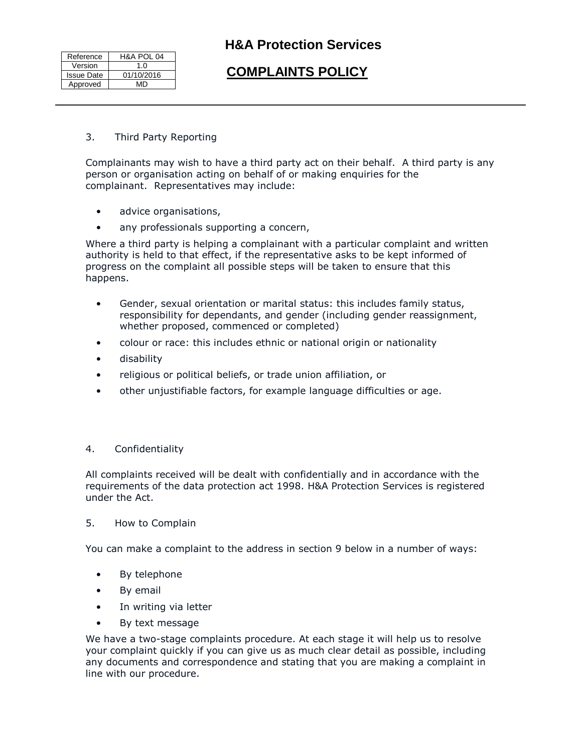3. Third Party Reporting

Complainants may wish to have a third party act on their behalf. A third party is any person or organisation acting on behalf of or making enquiries for the complainant. Representatives may include:

- advice organisations,
- any professionals supporting a concern,

Where a third party is helping a complainant with a particular complaint and written authority is held to that effect, if the representative asks to be kept informed of progress on the complaint all possible steps will be taken to ensure that this happens.

- Gender, sexual orientation or marital status: this includes family status, responsibility for dependants, and gender (including gender reassignment, whether proposed, commenced or completed)
- colour or race: this includes ethnic or national origin or nationality
- disability
- religious or political beliefs, or trade union affiliation, or
- other unjustifiable factors, for example language difficulties or age.

4. Confidentiality

All complaints received will be dealt with confidentially and in accordance with the requirements of the data protection act 1998. H&A Protection Services is registered under the Act.

5. How to Complain

You can make a complaint to the address in section 9 below in a number of ways:

- By telephone
- By email
- In writing via letter
- By text message

We have a two-stage complaints procedure. At each stage it will help us to resolve your complaint quickly if you can give us as much clear detail as possible, including any documents and correspondence and stating that you are making a complaint in line with our procedure.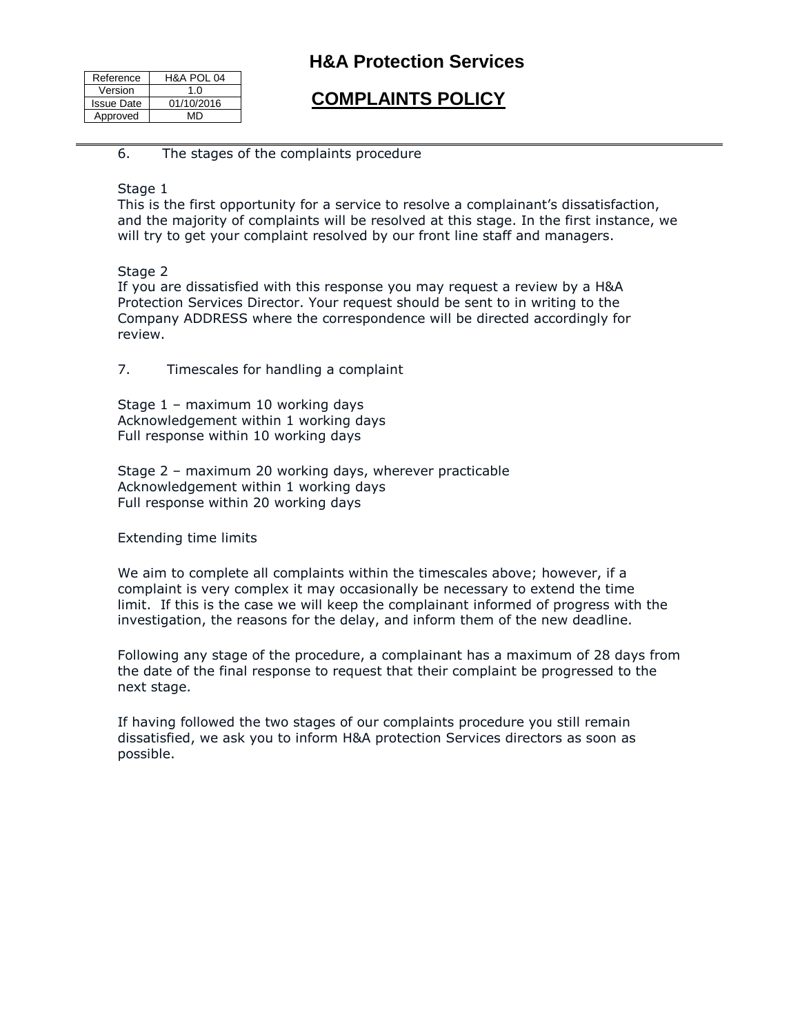6. The stages of the complaints procedure

Stage 1
This is the first opportunity for a service to resolve a complainant's dissatisfaction, and the majority of complaints will be resolved at this stage. In the first instance, we will try to get your complaint resolved by our front line staff and managers.

Stage 2
If you are dissatisfied with this response you may request a review by a H&A Protection Services Director. Your request should be sent to in writing to the Company ADDRESS where the correspondence will be directed accordingly for review.

7. Timescales for handling a complaint

Stage 1 – maximum 10 working days
Acknowledgement within 1 working days
Full response within 10 working days

Stage 2 – maximum 20 working days, wherever practicable
Acknowledgement within 1 working days
Full response within 20 working days

Extending time limits

We aim to complete all complaints within the timescales above; however, if a complaint is very complex it may occasionally be necessary to extend the time limit. If this is the case we will keep the complainant informed of progress with the investigation, the reasons for the delay, and inform them of the new deadline.

Following any stage of the procedure, a complainant has a maximum of 28 days from the date of the final response to request that their complaint be progressed to the next stage.

If having followed the two stages of our complaints procedure you still remain dissatisfied, we ask you to inform H&A protection Services directors as soon as possible.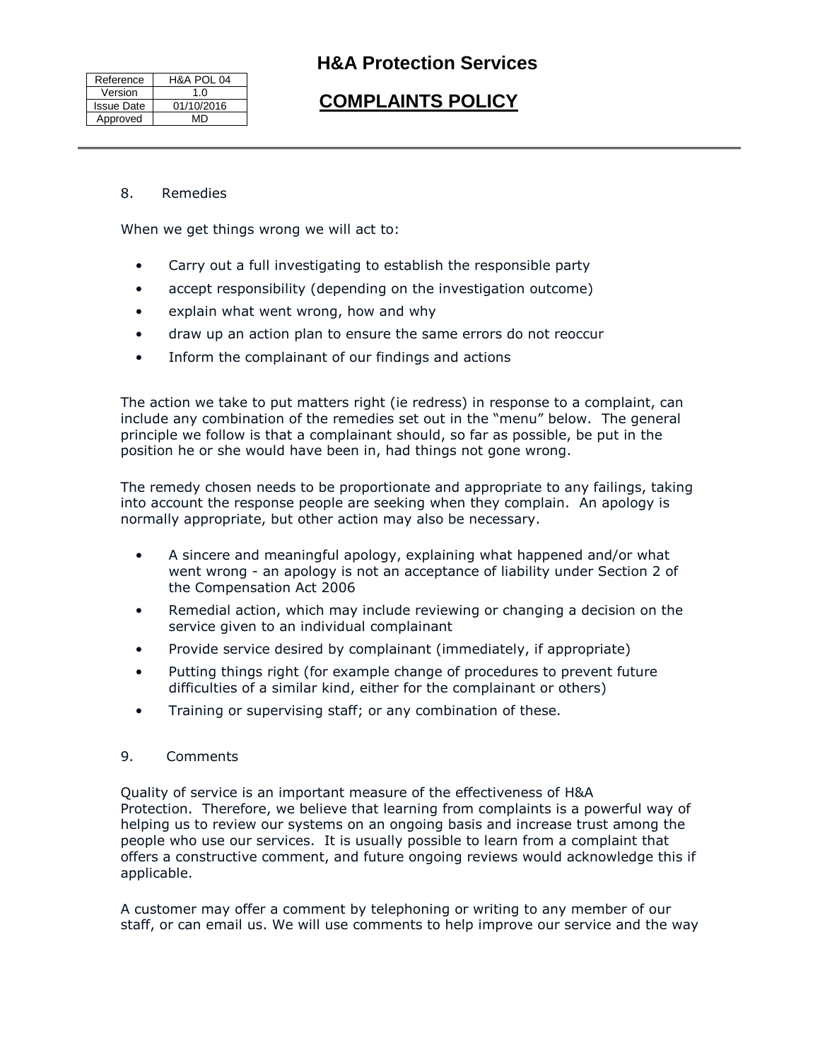## 8. Remedies

When we get things wrong we will act to:

- Carry out a full investigating to establish the responsible party
- accept responsibility (depending on the investigation outcome)
- explain what went wrong, how and why
- draw up an action plan to ensure the same errors do not reoccur
- Inform the complainant of our findings and actions

The action we take to put matters right (ie redress) in response to a complaint, can include any combination of the remedies set out in the "menu" below. The general principle we follow is that a complainant should, so far as possible, be put in the position he or she would have been in, had things not gone wrong.

The remedy chosen needs to be proportionate and appropriate to any failings, taking into account the response people are seeking when they complain. An apology is normally appropriate, but other action may also be necessary.

- A sincere and meaningful apology, explaining what happened and/or what went wrong - an apology is not an acceptance of liability under Section 2 of the Compensation Act 2006
- Remedial action, which may include reviewing or changing a decision on the service given to an individual complainant
- Provide service desired by complainant (immediately, if appropriate)
- Putting things right (for example change of procedures to prevent future difficulties of a similar kind, either for the complainant or others)
- Training or supervising staff; or any combination of these.

## 9. Comments

Quality of service is an important measure of the effectiveness of H&A Protection. Therefore, we believe that learning from complaints is a powerful way of helping us to review our systems on an ongoing basis and increase trust among the people who use our services. It is usually possible to learn from a complaint that offers a constructive comment, and future ongoing reviews would acknowledge this if applicable.

A customer may offer a comment by telephoning or writing to any member of our staff, or can email us. We will use comments to help improve our service and the way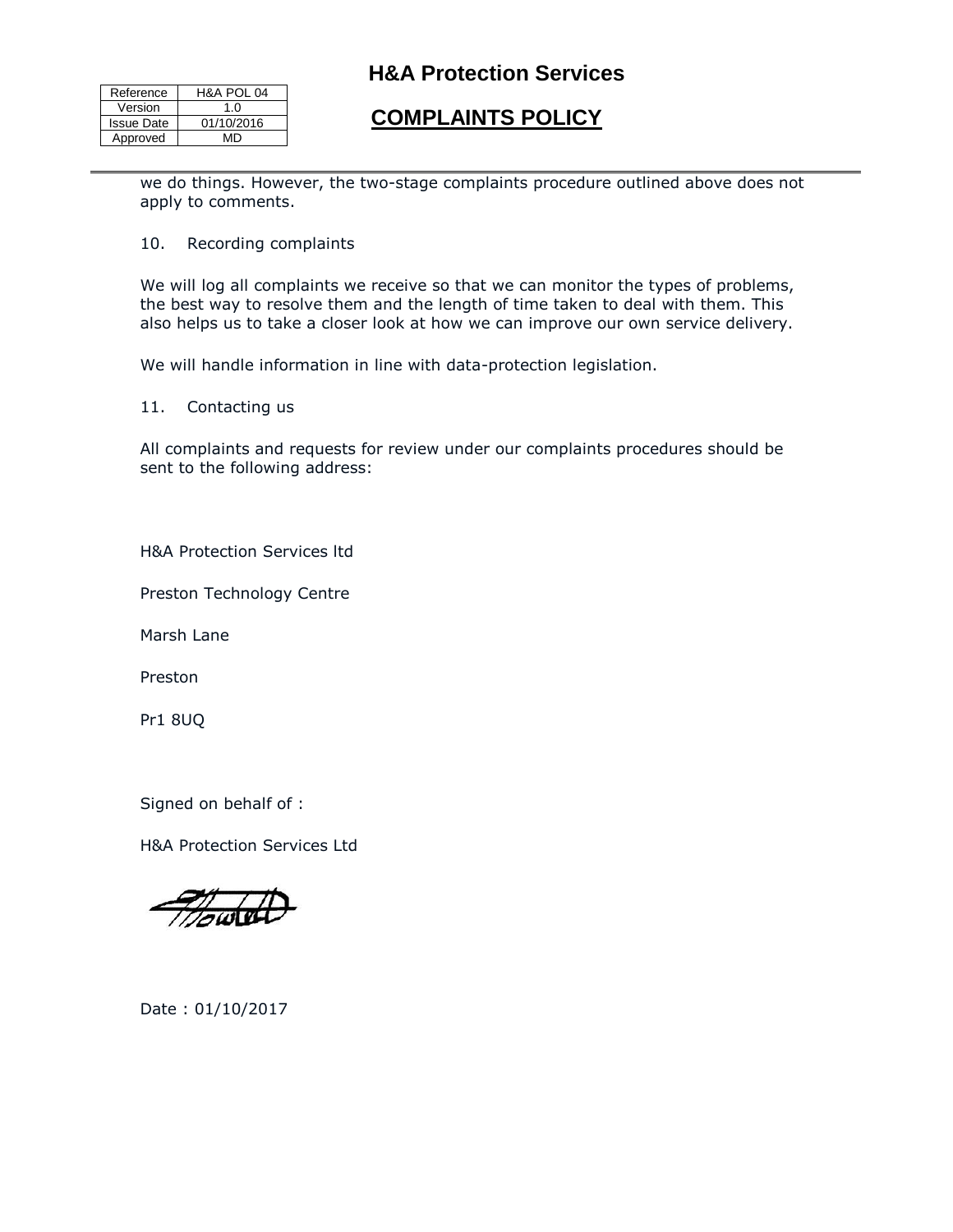we do things. However, the two-stage complaints procedure outlined above does not apply to comments.

10. Recording complaints

We will log all complaints we receive so that we can monitor the types of problems, the best way to resolve them and the length of time taken to deal with them. This also helps us to take a closer look at how we can improve our own service delivery.

We will handle information in line with data-protection legislation.

11. Contacting us

All complaints and requests for review under our complaints procedures should be sent to the following address:

H&A Protection Services ltd

Preston Technology Centre

Marsh Lane

Preston

Pr1 8UQ

Signed on behalf of :

H&A Protection Services Ltd

Date : 01/10/2017